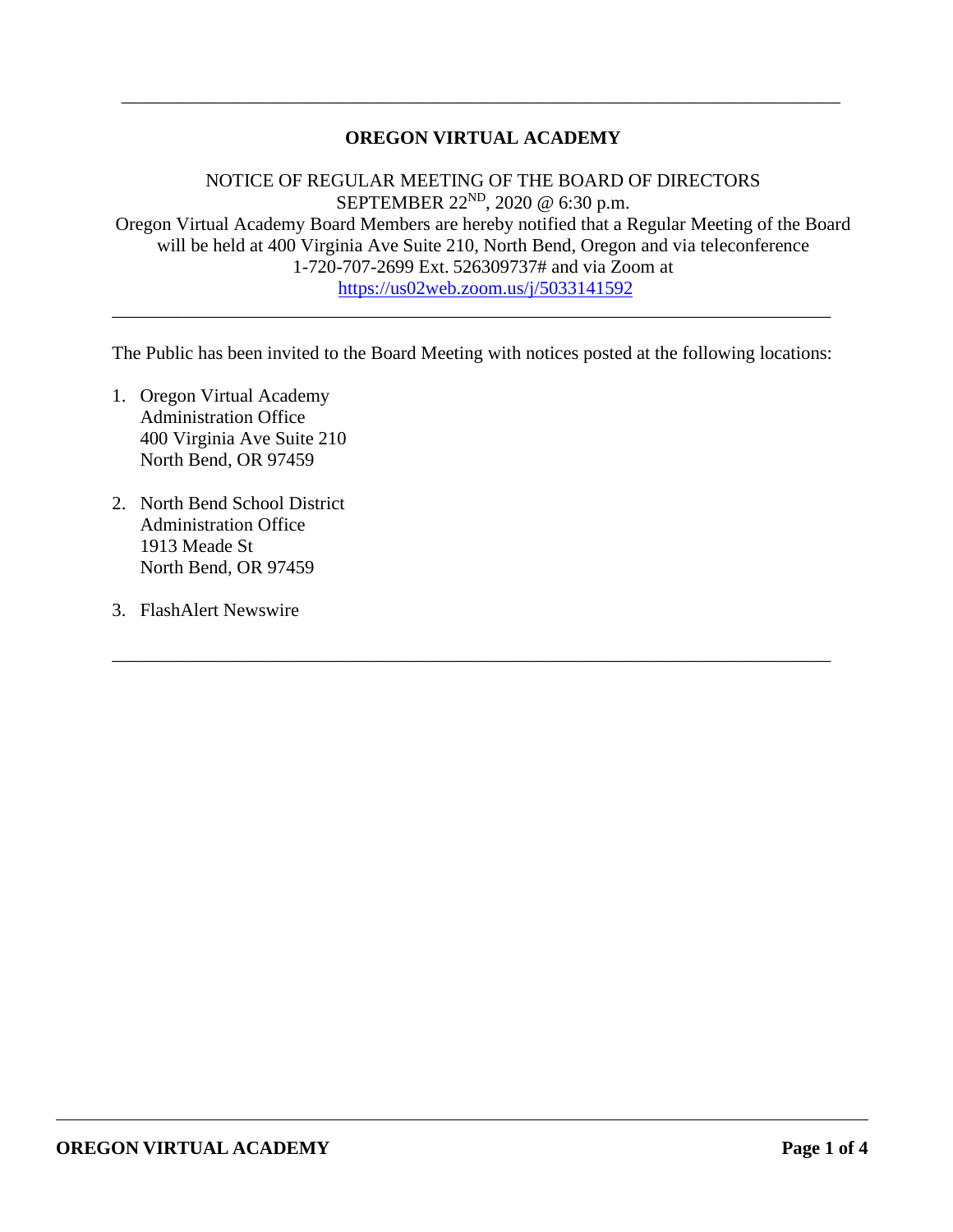---

# OREGON VIRTUAL ACADEMY

NOTICE OF REGULAR MEETING OF THE BOARD OF DIRECTORS
SEPTEMBER 22ND, 2020 @ 6:30 p.m.
Oregon Virtual Academy Board Members are hereby notified that a Regular Meeting of the Board will be held at 400 Virginia Ave Suite 210, North Bend, Oregon and via teleconference 1-720-707-2699 Ext. 526309737# and via Zoom at https://us02web.zoom.us/j/5033141592

---

The Public has been invited to the Board Meeting with notices posted at the following locations:

1. Oregon Virtual Academy
   Administration Office
   400 Virginia Ave Suite 210
   North Bend, OR 97459

2. North Bend School District
   Administration Office
   1913 Meade St
   North Bend, OR 97459

3. FlashAlert Newswire

---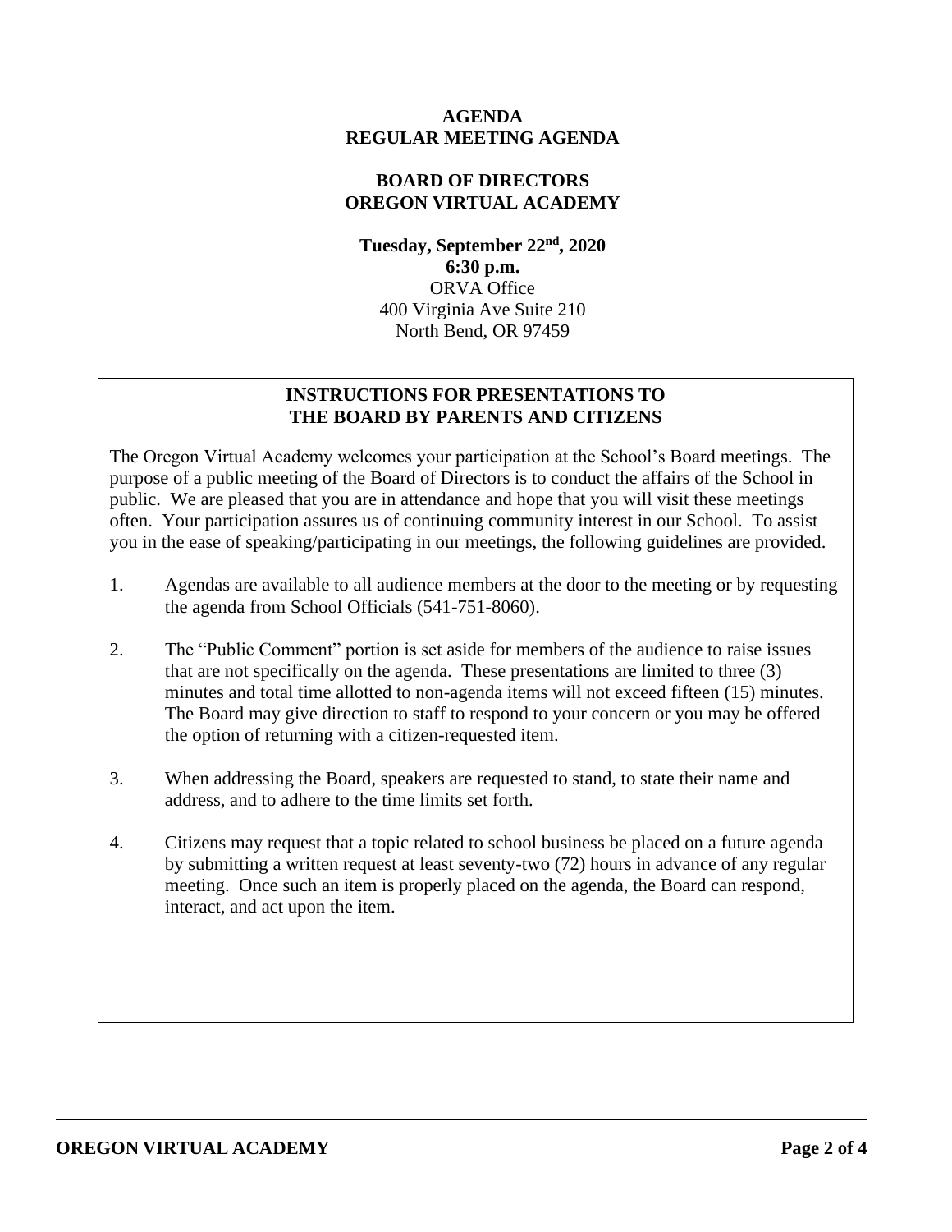# AGENDA
## REGULAR MEETING AGENDA

## BOARD OF DIRECTORS
## OREGON VIRTUAL ACADEMY

**Tuesday, September 22nd, 2020**
**6:30 p.m.**
ORVA Office
400 Virginia Ave Suite 210
North Bend, OR 97459

### INSTRUCTIONS FOR PRESENTATIONS TO THE BOARD BY PARENTS AND CITIZENS

The Oregon Virtual Academy welcomes your participation at the School's Board meetings. The purpose of a public meeting of the Board of Directors is to conduct the affairs of the School in public. We are pleased that you are in attendance and hope that you will visit these meetings often. Your participation assures us of continuing community interest in our School. To assist you in the ease of speaking/participating in our meetings, the following guidelines are provided.

1. Agendas are available to all audience members at the door to the meeting or by requesting the agenda from School Officials (541-751-8060).

2. The "Public Comment" portion is set aside for members of the audience to raise issues that are not specifically on the agenda. These presentations are limited to three (3) minutes and total time allotted to non-agenda items will not exceed fifteen (15) minutes. The Board may give direction to staff to respond to your concern or you may be offered the option of returning with a citizen-requested item.

3. When addressing the Board, speakers are requested to stand, to state their name and address, and to adhere to the time limits set forth.

4. Citizens may request that a topic related to school business be placed on a future agenda by submitting a written request at least seventy-two (72) hours in advance of any regular meeting. Once such an item is properly placed on the agenda, the Board can respond, interact, and act upon the item.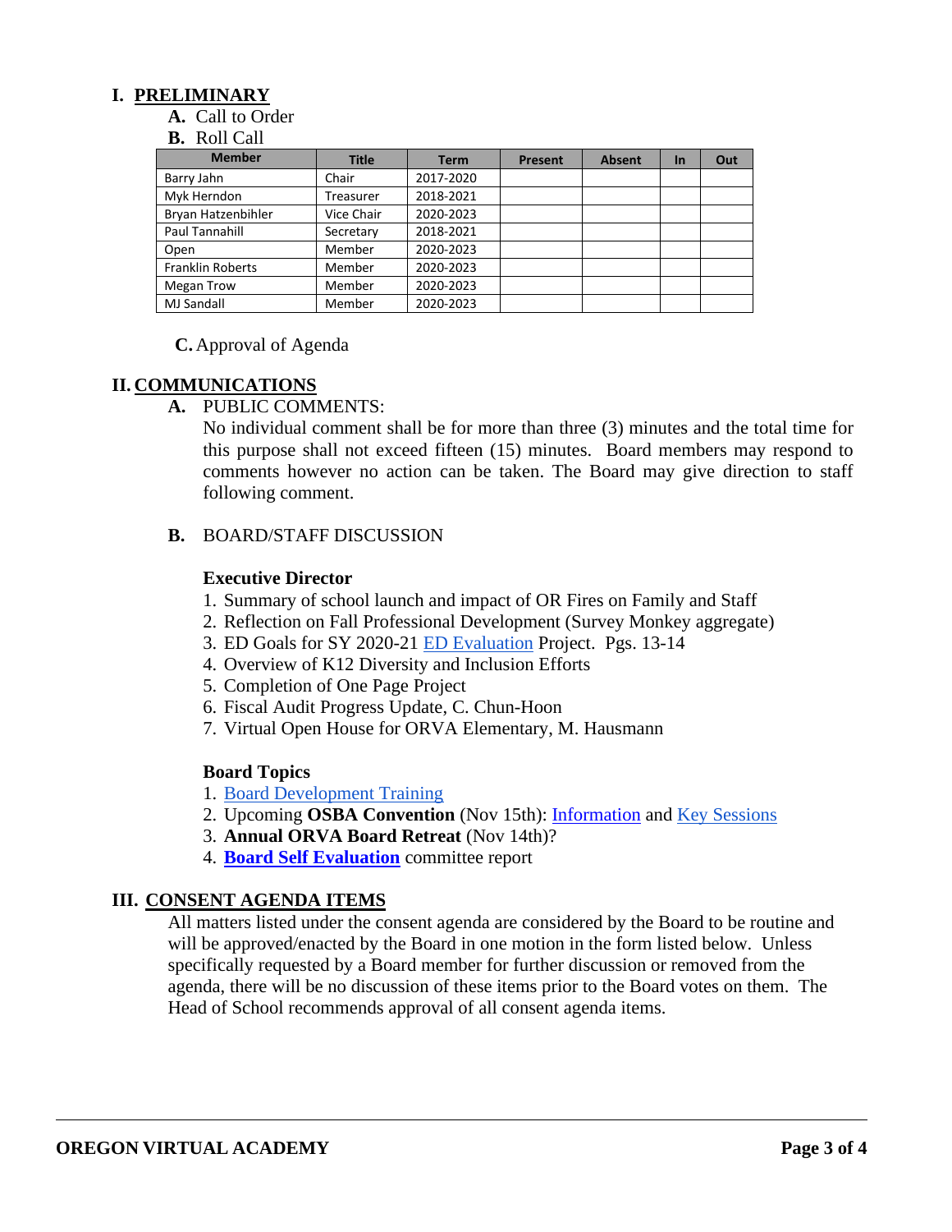# I. PRELIMINARY

**A.** Call to Order

**B.** Roll Call

| Member | Title | Term | Present | Absent | In | Out |
|---|---|---|---|---|---|---|
| Barry Jahn | Chair | 2017-2020 | | | | |
| Myk Herndon | Treasurer | 2018-2021 | | | | |
| Bryan Hatzenbihler | Vice Chair | 2020-2023 | | | | |
| Paul Tannahill | Secretary | 2018-2021 | | | | |
| Open | Member | 2020-2023 | | | | |
| Franklin Roberts | Member | 2020-2023 | | | | |
| Megan Trow | Member | 2020-2023 | | | | |
| MJ Sandall | Member | 2020-2023 | | | | |

**C.** Approval of Agenda

# II. COMMUNICATIONS

**A.** PUBLIC COMMENTS:

No individual comment shall be for more than three (3) minutes and the total time for this purpose shall not exceed fifteen (15) minutes. Board members may respond to comments however no action can be taken. The Board may give direction to staff following comment.

**B.** BOARD/STAFF DISCUSSION

**Executive Director**

1. Summary of school launch and impact of OR Fires on Family and Staff
2. Reflection on Fall Professional Development (Survey Monkey aggregate)
3. ED Goals for SY 2020-21 ED Evaluation Project. Pgs. 13-14
4. Overview of K12 Diversity and Inclusion Efforts
5. Completion of One Page Project
6. Fiscal Audit Progress Update, C. Chun-Hoon
7. Virtual Open House for ORVA Elementary, M. Hausmann

**Board Topics**

1. Board Development Training
2. Upcoming **OSBA Convention** (Nov 15th): Information and Key Sessions
3. **Annual ORVA Board Retreat** (Nov 14th)?
4. **Board Self Evaluation** committee report

# III. CONSENT AGENDA ITEMS

All matters listed under the consent agenda are considered by the Board to be routine and will be approved/enacted by the Board in one motion in the form listed below. Unless specifically requested by a Board member for further discussion or removed from the agenda, there will be no discussion of these items prior to the Board votes on them. The Head of School recommends approval of all consent agenda items.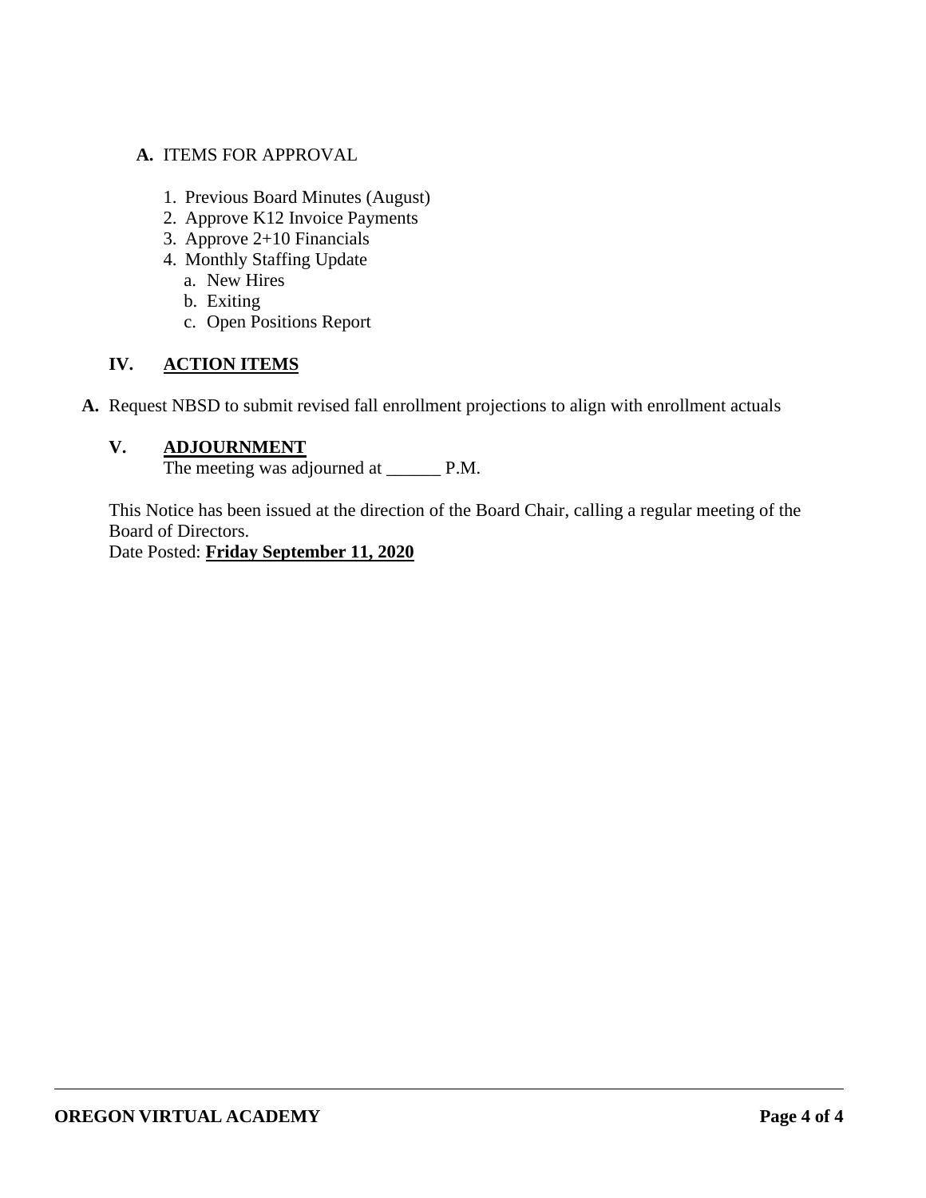**A.** ITEMS FOR APPROVAL

1. Previous Board Minutes (August)
2. Approve K12 Invoice Payments
3. Approve 2+10 Financials
4. Monthly Staffing Update
   a. New Hires
   b. Exiting
   c. Open Positions Report

## IV. ACTION ITEMS

**A.** Request NBSD to submit revised fall enrollment projections to align with enrollment actuals

## V. ADJOURNMENT

The meeting was adjourned at ______ P.M.

This Notice has been issued at the direction of the Board Chair, calling a regular meeting of the Board of Directors.
Date Posted: **Friday September 11, 2020**